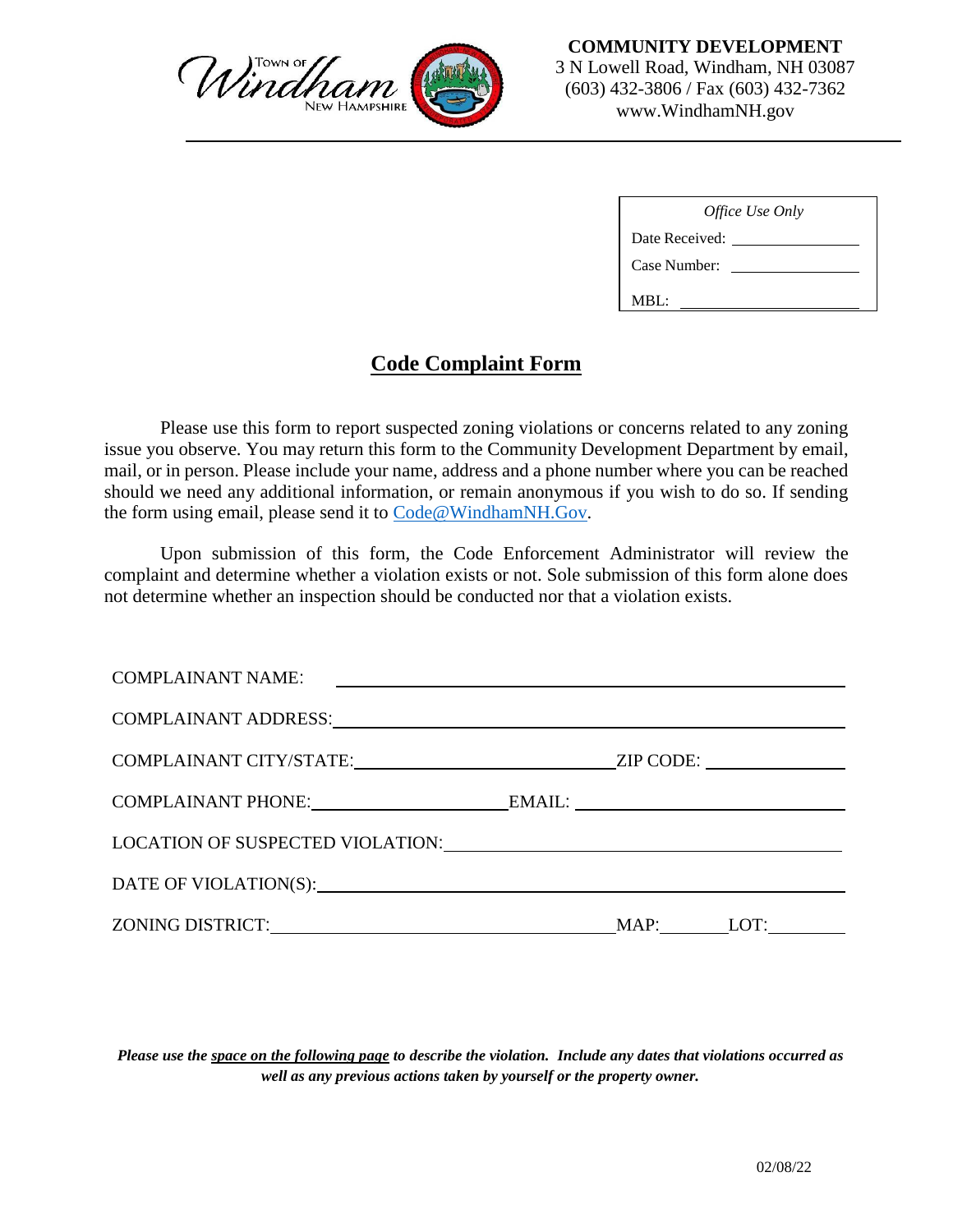Town of Windham New Hampshire

**COMMUNITY DEVELOPMENT**
3 N Lowell Road, Windham, NH 03087
(603) 432-3806 / Fax (603) 432-7362
www.WindhamNH.gov

| *Office Use Only* |
|---|
| Date Received: ______________ |
| Case Number: ______________ |
| MBL: ______________ |

# Code Complaint Form

Please use this form to report suspected zoning violations or concerns related to any zoning issue you observe. You may return this form to the Community Development Department by email, mail, or in person. Please include your name, address and a phone number where you can be reached should we need any additional information, or remain anonymous if you wish to do so. If sending the form using email, please send it to [Code@WindhamNH.Gov](mailto:Code@WindhamNH.Gov).

Upon submission of this form, the Code Enforcement Administrator will review the complaint and determine whether a violation exists or not. Sole submission of this form alone does not determine whether an inspection should be conducted nor that a violation exists.

COMPLAINANT NAME: ______________________________________________

COMPLAINANT ADDRESS: ______________________________________________

COMPLAINANT CITY/STATE: ______________________ ZIP CODE: ______________

COMPLAINANT PHONE: __________________ EMAIL: ______________________

LOCATION OF SUSPECTED VIOLATION: ______________________________________

DATE OF VIOLATION(S): ______________________________________________

ZONING DISTRICT: ______________________ MAP: ________ LOT: ________

***Please use the space on the following page to describe the violation. Include any dates that violations occurred as well as any previous actions taken by yourself or the property owner.***

02/08/22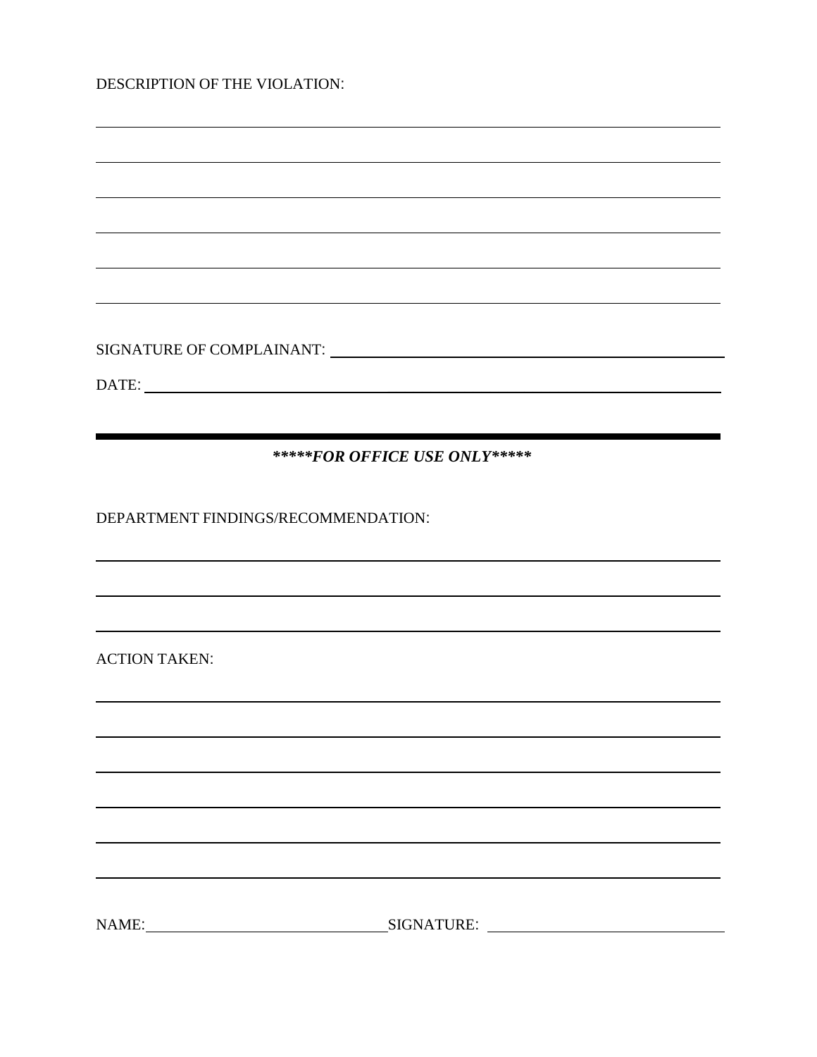DESCRIPTION OF THE VIOLATION:

\_\_\_\_\_\_\_\_\_\_\_\_\_\_\_\_\_\_\_\_\_\_\_\_\_\_\_\_\_\_\_\_\_\_\_\_\_\_\_\_\_\_\_\_\_\_\_\_\_\_\_\_\_\_\_\_\_\_\_\_

\_\_\_\_\_\_\_\_\_\_\_\_\_\_\_\_\_\_\_\_\_\_\_\_\_\_\_\_\_\_\_\_\_\_\_\_\_\_\_\_\_\_\_\_\_\_\_\_\_\_\_\_\_\_\_\_\_\_\_\_

\_\_\_\_\_\_\_\_\_\_\_\_\_\_\_\_\_\_\_\_\_\_\_\_\_\_\_\_\_\_\_\_\_\_\_\_\_\_\_\_\_\_\_\_\_\_\_\_\_\_\_\_\_\_\_\_\_\_\_\_

\_\_\_\_\_\_\_\_\_\_\_\_\_\_\_\_\_\_\_\_\_\_\_\_\_\_\_\_\_\_\_\_\_\_\_\_\_\_\_\_\_\_\_\_\_\_\_\_\_\_\_\_\_\_\_\_\_\_\_\_

\_\_\_\_\_\_\_\_\_\_\_\_\_\_\_\_\_\_\_\_\_\_\_\_\_\_\_\_\_\_\_\_\_\_\_\_\_\_\_\_\_\_\_\_\_\_\_\_\_\_\_\_\_\_\_\_\_\_\_\_

\_\_\_\_\_\_\_\_\_\_\_\_\_\_\_\_\_\_\_\_\_\_\_\_\_\_\_\_\_\_\_\_\_\_\_\_\_\_\_\_\_\_\_\_\_\_\_\_\_\_\_\_\_\_\_\_\_\_\_\_

SIGNATURE OF COMPLAINANT: \_\_\_\_\_\_\_\_\_\_\_\_\_\_\_\_\_\_\_\_\_\_\_\_\_\_\_\_\_\_\_\_\_\_\_\_\_\_\_\_

DATE: \_\_\_\_\_\_\_\_\_\_\_\_\_\_\_\_\_\_\_\_\_\_\_\_\_\_\_\_\_\_\_\_\_\_\_\_\_\_\_\_\_\_\_\_\_\_\_\_\_\_\_\_\_\_

---

***\*\*\*\*\*FOR OFFICE USE ONLY\*\*\*\*\****

DEPARTMENT FINDINGS/RECOMMENDATION:

\_\_\_\_\_\_\_\_\_\_\_\_\_\_\_\_\_\_\_\_\_\_\_\_\_\_\_\_\_\_\_\_\_\_\_\_\_\_\_\_\_\_\_\_\_\_\_\_\_\_\_\_\_\_\_\_\_\_\_\_

\_\_\_\_\_\_\_\_\_\_\_\_\_\_\_\_\_\_\_\_\_\_\_\_\_\_\_\_\_\_\_\_\_\_\_\_\_\_\_\_\_\_\_\_\_\_\_\_\_\_\_\_\_\_\_\_\_\_\_\_

\_\_\_\_\_\_\_\_\_\_\_\_\_\_\_\_\_\_\_\_\_\_\_\_\_\_\_\_\_\_\_\_\_\_\_\_\_\_\_\_\_\_\_\_\_\_\_\_\_\_\_\_\_\_\_\_\_\_\_\_

ACTION TAKEN:

\_\_\_\_\_\_\_\_\_\_\_\_\_\_\_\_\_\_\_\_\_\_\_\_\_\_\_\_\_\_\_\_\_\_\_\_\_\_\_\_\_\_\_\_\_\_\_\_\_\_\_\_\_\_\_\_\_\_\_\_

\_\_\_\_\_\_\_\_\_\_\_\_\_\_\_\_\_\_\_\_\_\_\_\_\_\_\_\_\_\_\_\_\_\_\_\_\_\_\_\_\_\_\_\_\_\_\_\_\_\_\_\_\_\_\_\_\_\_\_\_

\_\_\_\_\_\_\_\_\_\_\_\_\_\_\_\_\_\_\_\_\_\_\_\_\_\_\_\_\_\_\_\_\_\_\_\_\_\_\_\_\_\_\_\_\_\_\_\_\_\_\_\_\_\_\_\_\_\_\_\_

\_\_\_\_\_\_\_\_\_\_\_\_\_\_\_\_\_\_\_\_\_\_\_\_\_\_\_\_\_\_\_\_\_\_\_\_\_\_\_\_\_\_\_\_\_\_\_\_\_\_\_\_\_\_\_\_\_\_\_\_

\_\_\_\_\_\_\_\_\_\_\_\_\_\_\_\_\_\_\_\_\_\_\_\_\_\_\_\_\_\_\_\_\_\_\_\_\_\_\_\_\_\_\_\_\_\_\_\_\_\_\_\_\_\_\_\_\_\_\_\_

\_\_\_\_\_\_\_\_\_\_\_\_\_\_\_\_\_\_\_\_\_\_\_\_\_\_\_\_\_\_\_\_\_\_\_\_\_\_\_\_\_\_\_\_\_\_\_\_\_\_\_\_\_\_\_\_\_\_\_\_

NAME: \_\_\_\_\_\_\_\_\_\_\_\_\_\_\_\_\_\_\_\_\_\_\_\_\_\_\_\_ SIGNATURE: \_\_\_\_\_\_\_\_\_\_\_\_\_\_\_\_\_\_\_\_\_\_\_\_\_\_\_\_